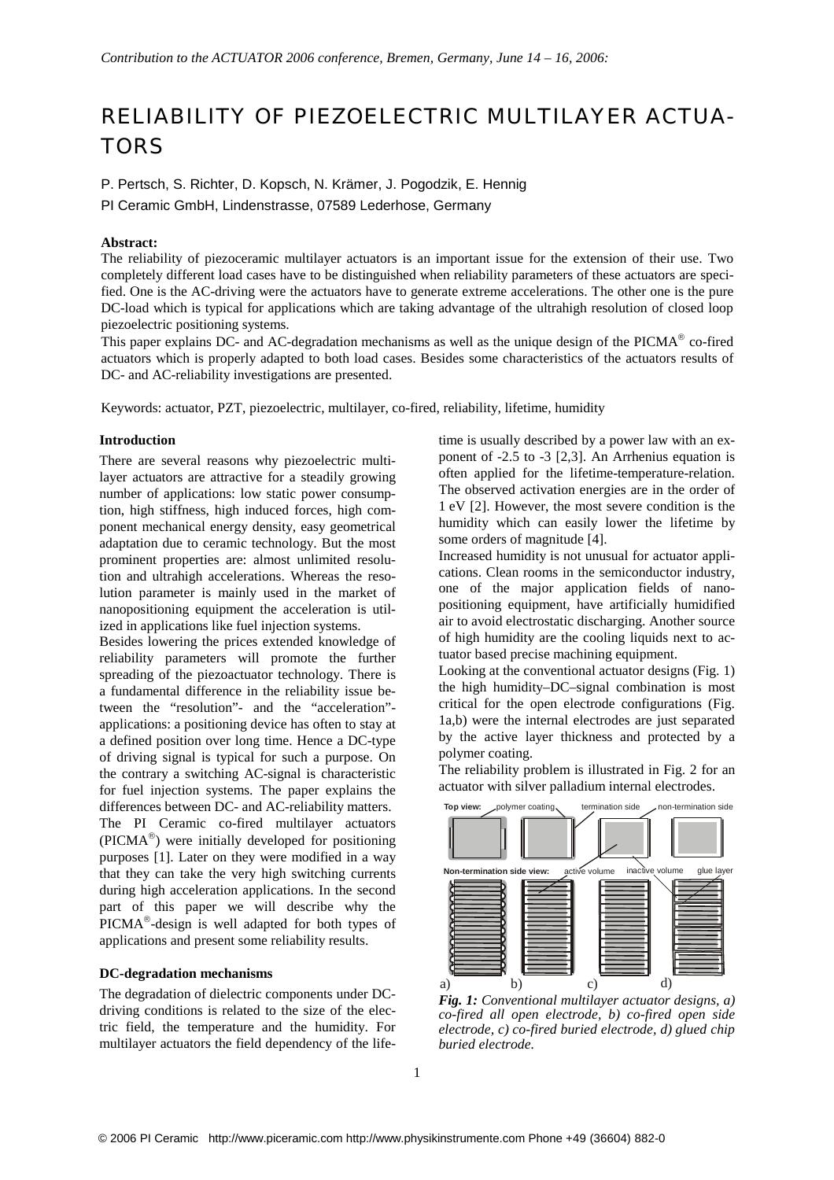*Contribution to the ACTUATOR 2006 conference, Bremen, Germany, June 14 – 16, 2006:*

# RELIABILITY OF PIEZOELECTRIC MULTILAYER ACTUATORS

P. Pertsch, S. Richter, D. Kopsch, N. Krämer, J. Pogodzik, E. Hennig

PI Ceramic GmbH, Lindenstrasse, 07589 Lederhose, Germany

**Abstract:**

The reliability of piezoceramic multilayer actuators is an important issue for the extension of their use. Two completely different load cases have to be distinguished when reliability parameters of these actuators are specified. One is the AC-driving were the actuators have to generate extreme accelerations. The other one is the pure DC-load which is typical for applications which are taking advantage of the ultrahigh resolution of closed loop piezoelectric positioning systems.

This paper explains DC- and AC-degradation mechanisms as well as the unique design of the PICMA® co-fired actuators which is properly adapted to both load cases. Besides some characteristics of the actuators results of DC- and AC-reliability investigations are presented.

Keywords: actuator, PZT, piezoelectric, multilayer, co-fired, reliability, lifetime, humidity

## Introduction

There are several reasons why piezoelectric multilayer actuators are attractive for a steadily growing number of applications: low static power consumption, high stiffness, high induced forces, high component mechanical energy density, easy geometrical adaptation due to ceramic technology. But the most prominent properties are: almost unlimited resolution and ultrahigh accelerations. Whereas the resolution parameter is mainly used in the market of nanopositioning equipment the acceleration is utilized in applications like fuel injection systems.

Besides lowering the prices extended knowledge of reliability parameters will promote the further spreading of the piezoactuator technology. There is a fundamental difference in the reliability issue between the "resolution"- and the "acceleration"-applications: a positioning device has often to stay at a defined position over long time. Hence a DC-type of driving signal is typical for such a purpose. On the contrary a switching AC-signal is characteristic for fuel injection systems. The paper explains the differences between DC- and AC-reliability matters.

The PI Ceramic co-fired multilayer actuators (PICMA®) were initially developed for positioning purposes [1]. Later on they were modified in a way that they can take the very high switching currents during high acceleration applications. In the second part of this paper we will describe why the PICMA®-design is well adapted for both types of applications and present some reliability results.

## DC-degradation mechanisms

The degradation of dielectric components under DC-driving conditions is related to the size of the electric field, the temperature and the humidity. For multilayer actuators the field dependency of the lifetime is usually described by a power law with an exponent of -2.5 to -3 [2,3]. An Arrhenius equation is often applied for the lifetime-temperature-relation. The observed activation energies are in the order of 1 eV [2]. However, the most severe condition is the humidity which can easily lower the lifetime by some orders of magnitude [4].

Increased humidity is not unusual for actuator applications. Clean rooms in the semiconductor industry, one of the major application fields of nanopositioning equipment, have artificially humidified air to avoid electrostatic discharging. Another source of high humidity are the cooling liquids next to actuator based precise machining equipment.

Looking at the conventional actuator designs (Fig. 1) the high humidity–DC–signal combination is most critical for the open electrode configurations (Fig. 1a,b) were the internal electrodes are just separated by the active layer thickness and protected by a polymer coating.

The reliability problem is illustrated in Fig. 2 for an actuator with silver palladium internal electrodes.

*Fig. 1: Conventional multilayer actuator designs, a) co-fired all open electrode, b) co-fired open side electrode, c) co-fired buried electrode, d) glued chip buried electrode.*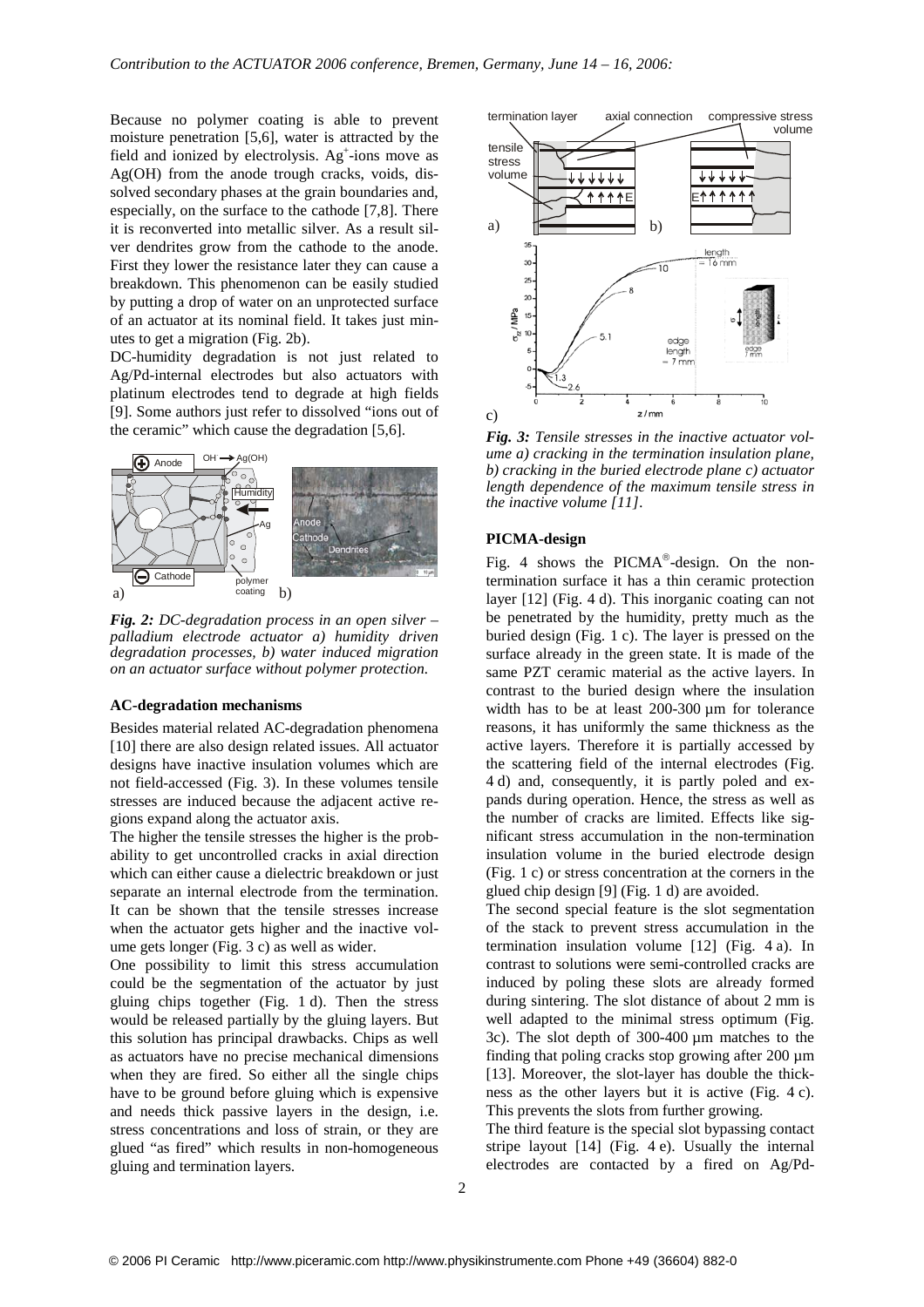Because no polymer coating is able to prevent moisture penetration [5,6], water is attracted by the field and ionized by electrolysis. $Ag^+$-ions move as Ag(OH) from the anode trough cracks, voids, dissolved secondary phases at the grain boundaries and, especially, on the surface to the cathode [7,8]. There it is reconverted into metallic silver. As a result silver dendrites grow from the cathode to the anode. First they lower the resistance later they can cause a breakdown. This phenomenon can be easily studied by putting a drop of water on an unprotected surface of an actuator at its nominal field. It takes just minutes to get a migration (Fig. 2b).

DC-humidity degradation is not just related to Ag/Pd-internal electrodes but also actuators with platinum electrodes tend to degrade at high fields [9]. Some authors just refer to dissolved "ions out of the ceramic" which cause the degradation [5,6].

*Fig. 2: DC-degradation process in an open silver – palladium electrode actuator a) humidity driven degradation processes, b) water induced migration on an actuator surface without polymer protection.*

### AC-degradation mechanisms

Besides material related AC-degradation phenomena [10] there are also design related issues. All actuator designs have inactive insulation volumes which are not field-accessed (Fig. 3). In these volumes tensile stresses are induced because the adjacent active regions expand along the actuator axis.

The higher the tensile stresses the higher is the probability to get uncontrolled cracks in axial direction which can either cause a dielectric breakdown or just separate an internal electrode from the termination. It can be shown that the tensile stresses increase when the actuator gets higher and the inactive volume gets longer (Fig. 3 c) as well as wider.

One possibility to limit this stress accumulation could be the segmentation of the actuator by just gluing chips together (Fig. 1 d). Then the stress would be released partially by the gluing layers. But this solution has principal drawbacks. Chips as well as actuators have no precise mechanical dimensions when they are fired. So either all the single chips have to be ground before gluing which is expensive and needs thick passive layers in the design, i.e. stress concentrations and loss of strain, or they are glued "as fired" which results in non-homogeneous gluing and termination layers.

*Fig. 3: Tensile stresses in the inactive actuator volume a) cracking in the termination insulation plane, b) cracking in the buried electrode plane c) actuator length dependence of the maximum tensile stress in the inactive volume [11].*

### PICMA-design

Fig. 4 shows the PICMA®-design. On the non-termination surface it has a thin ceramic protection layer [12] (Fig. 4 d). This inorganic coating can not be penetrated by the humidity, pretty much as the buried design (Fig. 1 c). The layer is pressed on the surface already in the green state. It is made of the same PZT ceramic material as the active layers. In contrast to the buried design where the insulation width has to be at least 200-300 µm for tolerance reasons, it has uniformly the same thickness as the active layers. Therefore it is partially accessed by the scattering field of the internal electrodes (Fig. 4 d) and, consequently, it is partly poled and expands during operation. Hence, the stress as well as the number of cracks are limited. Effects like significant stress accumulation in the non-termination insulation volume in the buried electrode design (Fig. 1 c) or stress concentration at the corners in the glued chip design [9] (Fig. 1 d) are avoided.

The second special feature is the slot segmentation of the stack to prevent stress accumulation in the termination insulation volume [12] (Fig. 4 a). In contrast to solutions were semi-controlled cracks are induced by poling these slots are already formed during sintering. The slot distance of about 2 mm is well adapted to the minimal stress optimum (Fig. 3c). The slot depth of 300-400 µm matches to the finding that poling cracks stop growing after 200 µm [13]. Moreover, the slot-layer has double the thickness as the other layers but it is active (Fig. 4 c). This prevents the slots from further growing.

The third feature is the special slot bypassing contact stripe layout [14] (Fig. 4 e). Usually the internal electrodes are contacted by a fired on Ag/Pd-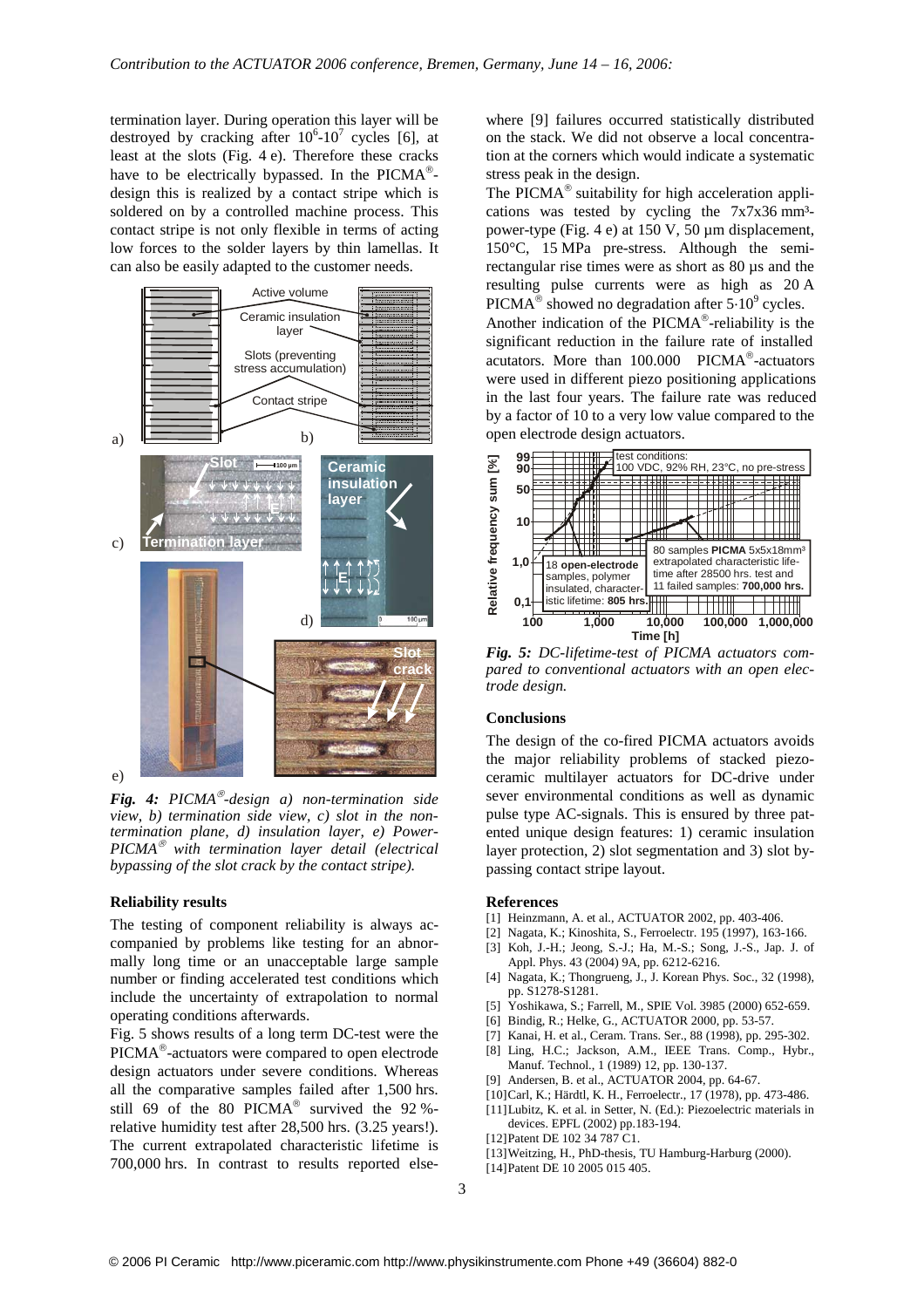termination layer. During operation this layer will be destroyed by cracking after $10^6$-$10^7$ cycles [6], at least at the slots (Fig. 4 e). Therefore these cracks have to be electrically bypassed. In the PICMA®-design this is realized by a contact stripe which is soldered on by a controlled machine process. This contact stripe is not only flexible in terms of acting low forces to the solder layers by thin lamellas. It can also be easily adapted to the customer needs.

a) b)

Active volume

Ceramic insulation layer

Slots (preventing stress accumulation)

Contact stripe

c)

Slot

100 µm

E

Termination layer

Ceramic insulation layer

E

d)

100 µm

e)

Slot crack

*Fig. 4: PICMA®-design a) non-termination side view, b) termination side view, c) slot in the non-termination plane, d) insulation layer, e) Power-PICMA® with termination layer detail (electrical bypassing of the slot crack by the contact stripe).*

#### Reliability results

The testing of component reliability is always accompanied by problems like testing for an abnormally long time or an unacceptable large sample number or finding accelerated test conditions which include the uncertainty of extrapolation to normal operating conditions afterwards.

Fig. 5 shows results of a long term DC-test were the PICMA®-actuators were compared to open electrode design actuators under severe conditions. Whereas all the comparative samples failed after 1,500 hrs. still 69 of the 80 PICMA® survived the 92 %-relative humidity test after 28,500 hrs. (3.25 years!). The current extrapolated characteristic lifetime is 700,000 hrs. In contrast to results reported elsewhere [9] failures occurred statistically distributed on the stack. We did not observe a local concentration at the corners which would indicate a systematic stress peak in the design.

The PICMA® suitability for high acceleration applications was tested by cycling the 7x7x36 mm³-power-type (Fig. 4 e) at 150 V, 50 µm displacement, 150°C, 15 MPa pre-stress. Although the semi-rectangular rise times were as short as 80 µs and the resulting pulse currents were as high as 20 A PICMA® showed no degradation after $5 \cdot 10^9$ cycles.

Another indication of the PICMA®-reliability is the significant reduction in the failure rate of installed acutators. More than 100.000 PICMA®-actuators were used in different piezo positioning applications in the last four years. The failure rate was reduced by a factor of 10 to a very low value compared to the open electrode design actuators.

test conditions:
100 VDC, 92% RH, 23°C, no pre-stress

Relative frequency sum [%]

99
90
50
10
1,0
0,1

18 **open-electrode** samples, polymer insulated, characteristic lifetime: **805 hrs.**

80 samples **PICMA** 5x5x18mm³ extrapolated characteristic lifetime after 28500 hrs. test and 11 failed samples: **700,000 hrs.**

100 1,000 10,000 100,000 1,000,000

Time [h]

*Fig. 5: DC-lifetime-test of PICMA actuators compared to conventional actuators with an open electrode design.*

#### Conclusions

The design of the co-fired PICMA actuators avoids the major reliability problems of stacked piezoceramic multilayer actuators for DC-drive under sever environmental conditions as well as dynamic pulse type AC-signals. This is ensured by three patented unique design features: 1) ceramic insulation layer protection, 2) slot segmentation and 3) slot bypassing contact stripe layout.

#### References

[1] Heinzmann, A. et al., ACTUATOR 2002, pp. 403-406.
[2] Nagata, K.; Kinoshita, S., Ferroelectr. 195 (1997), 163-166.
[3] Koh, J.-H.; Jeong, S.-J.; Ha, M.-S.; Song, J.-S., Jap. J. of Appl. Phys. 43 (2004) 9A, pp. 6212-6216.
[4] Nagata, K.; Thongrueng, J., J. Korean Phys. Soc., 32 (1998), pp. S1278-S1281.
[5] Yoshikawa, S.; Farrell, M., SPIE Vol. 3985 (2000) 652-659.
[6] Bindig, R.; Helke, G., ACTUATOR 2000, pp. 53-57.
[7] Kanai, H. et al., Ceram. Trans. Ser., 88 (1998), pp. 295-302.
[8] Ling, H.C.; Jackson, A.M., IEEE Trans. Comp., Hybr., Manuf. Technol., 1 (1989) 12, pp. 130-137.
[9] Andersen, B. et al., ACTUATOR 2004, pp. 64-67.
[10] Carl, K.; Härdtl, K. H., Ferroelectr., 17 (1978), pp. 473-486.
[11] Lubitz, K. et al. in Setter, N. (Ed.): Piezoelectric materials in devices. EPFL (2002) pp.183-194.
[12] Patent DE 102 34 787 C1.
[13] Weitzing, H., PhD-thesis, TU Hamburg-Harburg (2000).
[14] Patent DE 10 2005 015 405.